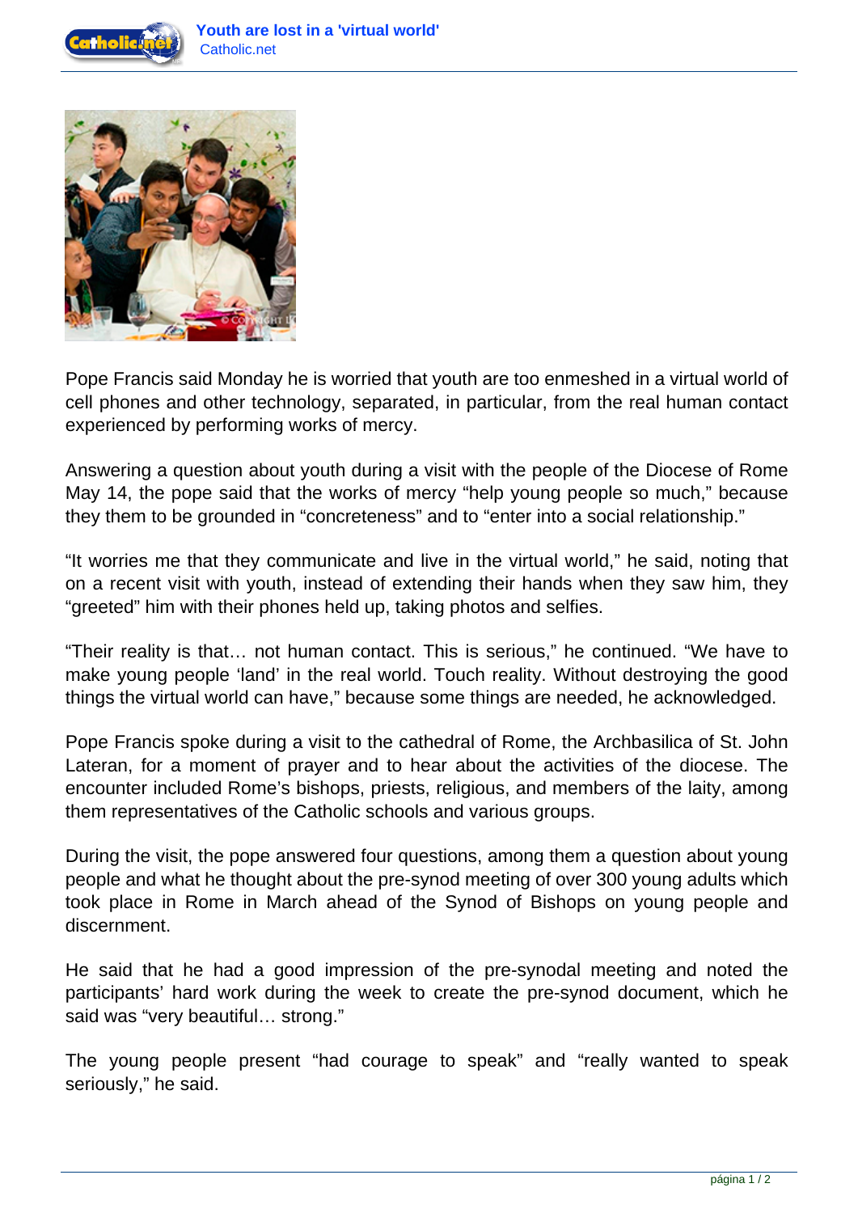Pope Francis said Monday he is worried that youth are too enmeshed in a virtual world of cell phones and other technology, separated, in particular, from the real human contact experienced by performing works of mercy.

Answering a question about youth during a visit with the people of the Diocese of Rome May 14, the pope said that the works of mercy "help young people so much," because they them to be grounded in "concreteness" and to "enter into a social relationship."

"It worries me that they communicate and live in the virtual world," he said, noting that on a recent visit with youth, instead of extending their hands when they saw him, they "greeted" him with their phones held up, taking photos and selfies.

"Their reality is that… not human contact. This is serious," he continued. "We have to make young people 'land' in the real world. Touch reality. Without destroying the good things the virtual world can have," because some things are needed, he acknowledged.

Pope Francis spoke during a visit to the cathedral of Rome, the Archbasilica of St. John Lateran, for a moment of prayer and to hear about the activities of the diocese. The encounter included Rome's bishops, priests, religious, and members of the laity, among them representatives of the Catholic schools and various groups.

During the visit, the pope answered four questions, among them a question about young people and what he thought about the pre-synod meeting of over 300 young adults which took place in Rome in March ahead of the Synod of Bishops on young people and discernment.

He said that he had a good impression of the pre-synodal meeting and noted the participants' hard work during the week to create the pre-synod document, which he said was "very beautiful… strong."

The young people present "had courage to speak" and "really wanted to speak seriously," he said.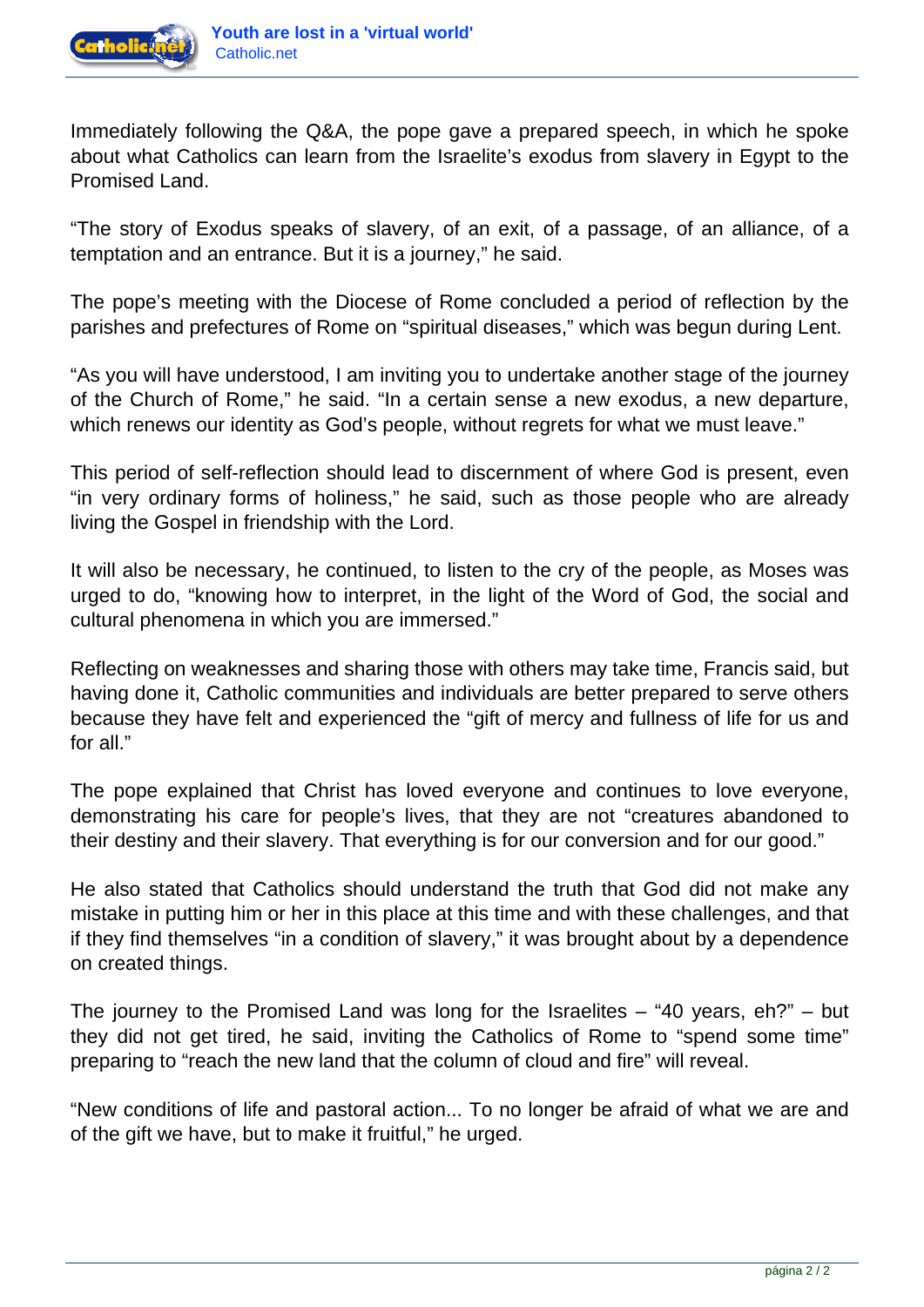Immediately following the Q&A, the pope gave a prepared speech, in which he spoke about what Catholics can learn from the Israelite's exodus from slavery in Egypt to the Promised Land.

"The story of Exodus speaks of slavery, of an exit, of a passage, of an alliance, of a temptation and an entrance. But it is a journey," he said.

The pope's meeting with the Diocese of Rome concluded a period of reflection by the parishes and prefectures of Rome on "spiritual diseases," which was begun during Lent.

"As you will have understood, I am inviting you to undertake another stage of the journey of the Church of Rome," he said. "In a certain sense a new exodus, a new departure, which renews our identity as God's people, without regrets for what we must leave."

This period of self-reflection should lead to discernment of where God is present, even "in very ordinary forms of holiness," he said, such as those people who are already living the Gospel in friendship with the Lord.

It will also be necessary, he continued, to listen to the cry of the people, as Moses was urged to do, "knowing how to interpret, in the light of the Word of God, the social and cultural phenomena in which you are immersed."

Reflecting on weaknesses and sharing those with others may take time, Francis said, but having done it, Catholic communities and individuals are better prepared to serve others because they have felt and experienced the "gift of mercy and fullness of life for us and for all."

The pope explained that Christ has loved everyone and continues to love everyone, demonstrating his care for people's lives, that they are not "creatures abandoned to their destiny and their slavery. That everything is for our conversion and for our good."

He also stated that Catholics should understand the truth that God did not make any mistake in putting him or her in this place at this time and with these challenges, and that if they find themselves "in a condition of slavery," it was brought about by a dependence on created things.

The journey to the Promised Land was long for the Israelites – "40 years, eh?" – but they did not get tired, he said, inviting the Catholics of Rome to "spend some time" preparing to "reach the new land that the column of cloud and fire" will reveal.

"New conditions of life and pastoral action... To no longer be afraid of what we are and of the gift we have, but to make it fruitful," he urged.